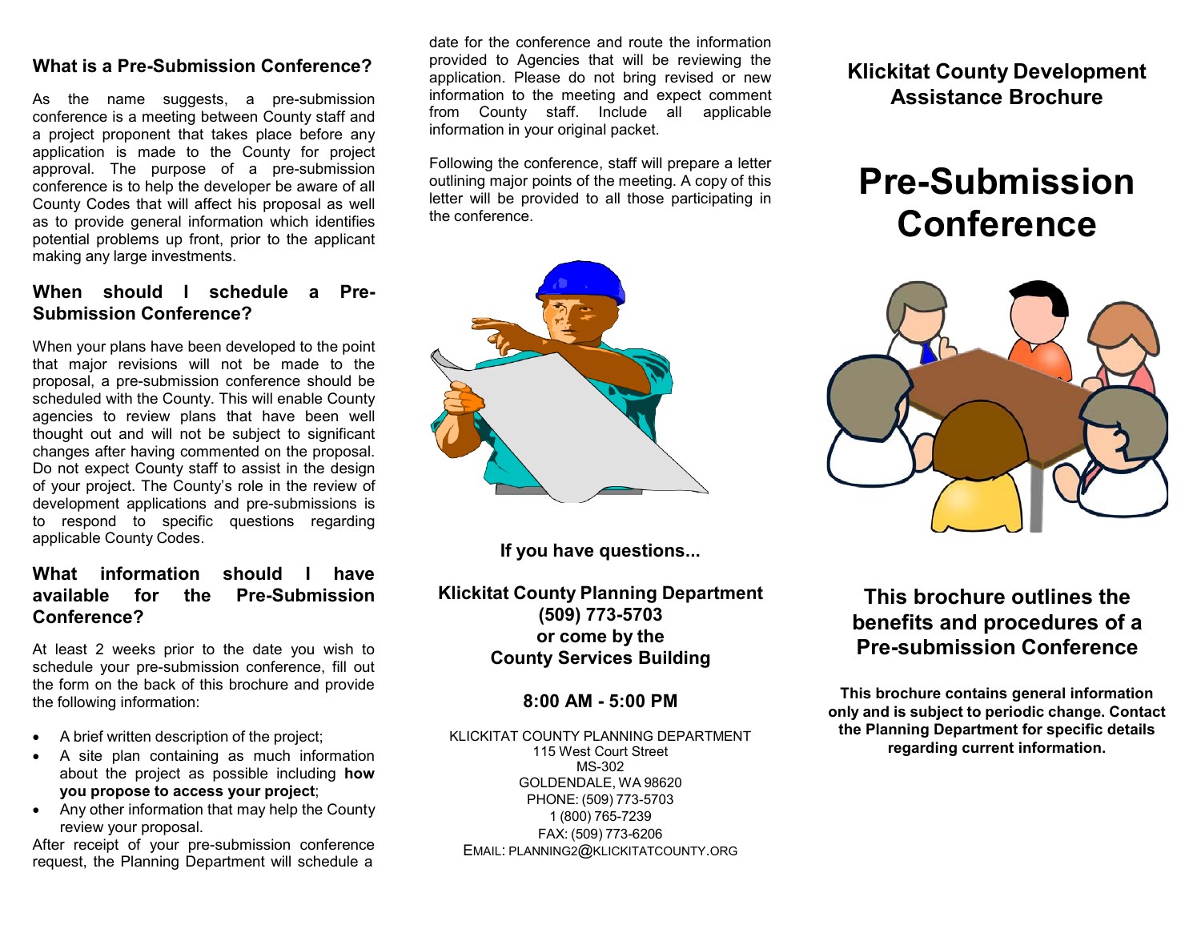## What is a Pre-Submission Conference?

As the name suggests, a pre-submission conference is a meeting between County staff and a project proponent that takes place before any application is made to the County for project approval. The purpose of a pre-submission conference is to help the developer be aware of all County Codes that will affect his proposal as well as to provide general information which identifies potential problems up front, prior to the applicant making any large investments.

## When should I schedule a Pre-Submission Conference?

When your plans have been developed to the point that major revisions will not be made to the proposal, a pre-submission conference should be scheduled with the County. This will enable County agencies to review plans that have been well thought out and will not be subject to significant changes after having commented on the proposal. Do not expect County staff to assist in the design of your project. The County's role in the review of development applications and pre-submissions is to respond to specific questions regarding applicable County Codes.

## What information should I have available for the Pre-Submission Conference?

At least 2 weeks prior to the date you wish to schedule your pre-submission conference, fill out the form on the back of this brochure and provide the following information:

- A brief written description of the project;
- A site plan containing as much information about the project as possible including **how you propose to access your project**;
- Any other information that may help the County review your proposal.

After receipt of your pre-submission conference request, the Planning Department will schedule a date for the conference and route the information provided to Agencies that will be reviewing the application. Please do not bring revised or new information to the meeting and expect comment from County staff. Include all applicable information in your original packet.

Following the conference, staff will prepare a letter outlining major points of the meeting. A copy of this letter will be provided to all those participating in the conference.

**If you have questions...**

**Klickitat County Planning Department**
**(509) 773-5703**
**or come by the**
**County Services Building**

**8:00 AM - 5:00 PM**

KLICKITAT COUNTY PLANNING DEPARTMENT
115 West Court Street
MS-302
GOLDENDALE, WA 98620
PHONE: (509) 773-5703
1 (800) 765-7239
FAX: (509) 773-6206
EMAIL: PLANNING2@KLICKITATCOUNTY.ORG

**Klickitat County Development Assistance Brochure**

# Pre-Submission Conference

## This brochure outlines the benefits and procedures of a Pre-submission Conference

**This brochure contains general information only and is subject to periodic change. Contact the Planning Department for specific details regarding current information.**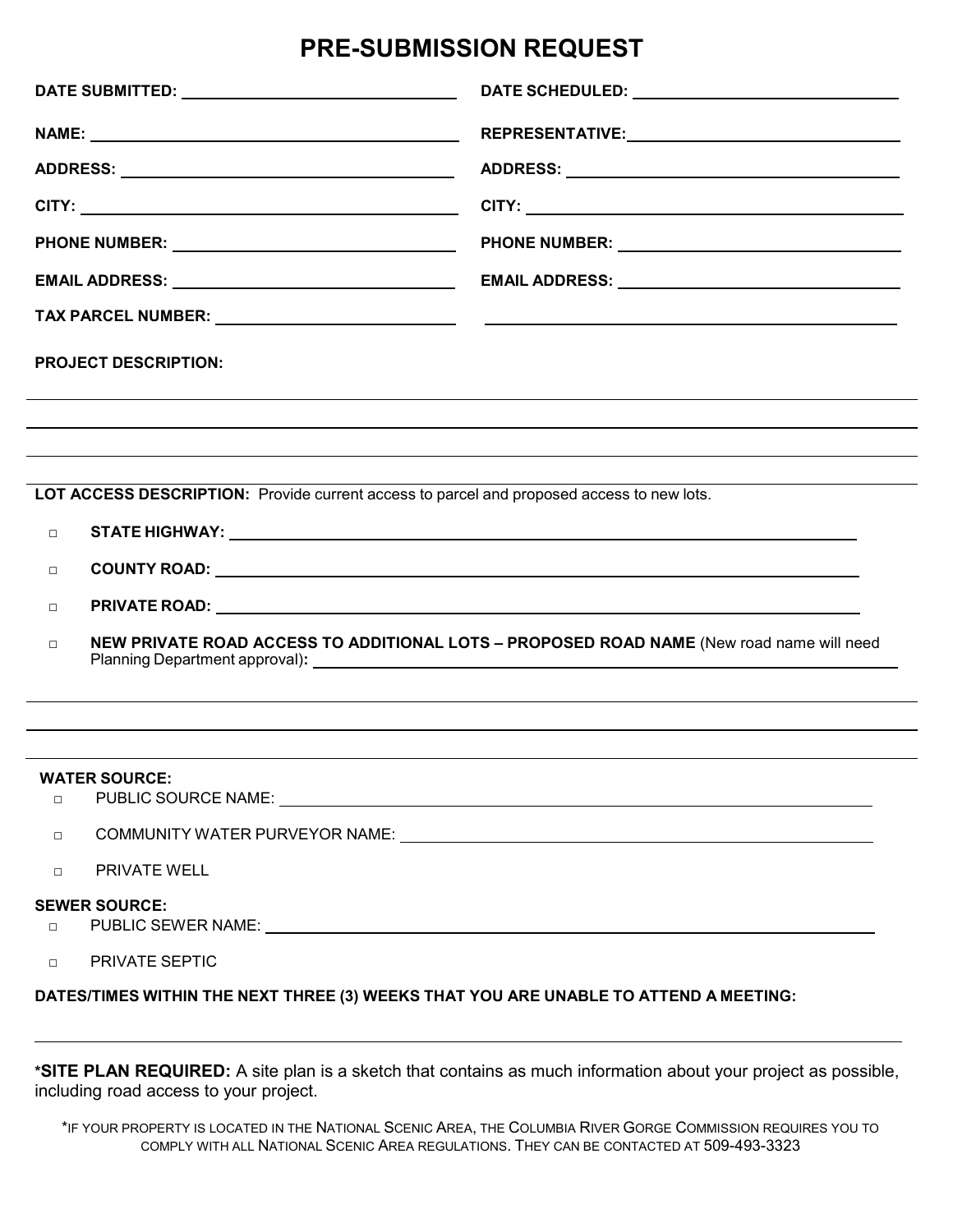# PRE-SUBMISSION REQUEST

**DATE SUBMITTED:** ______________________ **DATE SCHEDULED:** ______________________

**NAME:** ______________________ **REPRESENTATIVE:** ______________________

**ADDRESS:** ______________________ **ADDRESS:** ______________________

**CITY:** ______________________ **CITY:** ______________________

**PHONE NUMBER:** ______________________ **PHONE NUMBER:** ______________________

**EMAIL ADDRESS:** ______________________ **EMAIL ADDRESS:** ______________________

**TAX PARCEL NUMBER:** ______________________ ______________________

**PROJECT DESCRIPTION:**

______________________

______________________

______________________

**LOT ACCESS DESCRIPTION:** Provide current access to parcel and proposed access to new lots.

- □ **STATE HIGHWAY:** ______________________
- □ **COUNTY ROAD:** ______________________
- □ **PRIVATE ROAD:** ______________________
- □ **NEW PRIVATE ROAD ACCESS TO ADDITIONAL LOTS – PROPOSED ROAD NAME** (New road name will need Planning Department approval)**:** ______________________

______________________

______________________

**WATER SOURCE:**

- □ PUBLIC SOURCE NAME: ______________________
- □ COMMUNITY WATER PURVEYOR NAME: ______________________
- □ PRIVATE WELL

**SEWER SOURCE:**

- □ PUBLIC SEWER NAME: ______________________
- □ PRIVATE SEPTIC

**DATES/TIMES WITHIN THE NEXT THREE (3) WEEKS THAT YOU ARE UNABLE TO ATTEND A MEETING:**

______________________

***SITE PLAN REQUIRED:** A site plan is a sketch that contains as much information about your project as possible, including road access to your project.

*IF YOUR PROPERTY IS LOCATED IN THE NATIONAL SCENIC AREA, THE COLUMBIA RIVER GORGE COMMISSION REQUIRES YOU TO COMPLY WITH ALL NATIONAL SCENIC AREA REGULATIONS. THEY CAN BE CONTACTED AT 509-493-3323